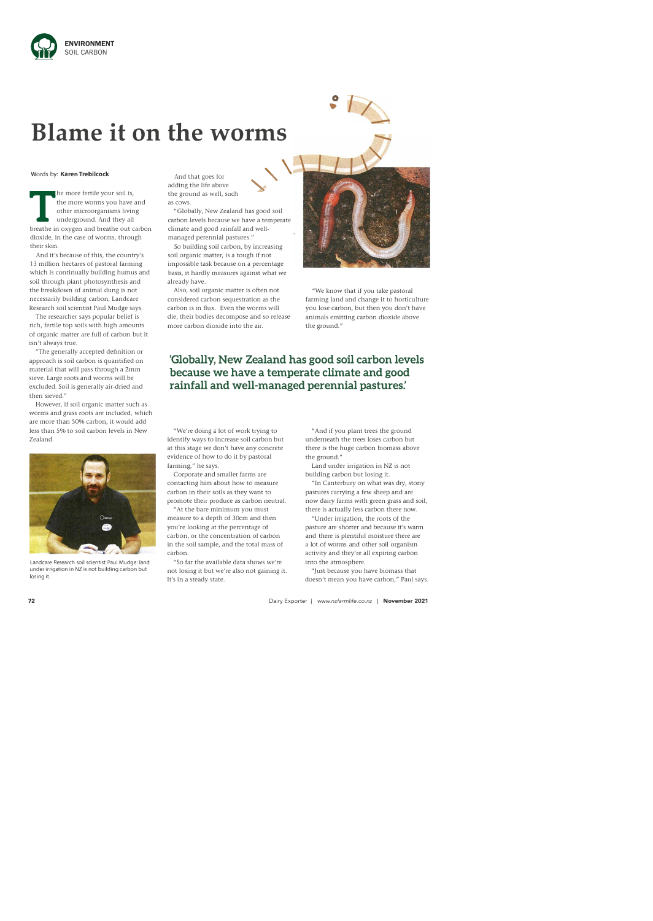# Blame it on the worms

Words by: **Karen Trebilcock**

The more fertile your soil is, the more worms you have and other microorganisms living underground. And they all breathe in oxygen and breathe out carbon dioxide, in the case of worms, through their skin.

And it's because of this, the country's 13 million hectares of pastoral farming which is continually building humus and soil through plant photosynthesis and the breakdown of animal dung is not necessarily building carbon, Landcare Research soil scientist Paul Mudge says.

The researcher says popular belief is rich, fertile top soils with high amounts of organic matter are full of carbon but it isn't always true.

"The generally accepted definition or approach is soil carbon is quantified on material that will pass through a 2mm sieve. Large roots and worms will be excluded. Soil is generally air-dried and then sieved."

However, if soil organic matter such as worms and grass roots are included, which are more than 50% carbon, it would add less than 5% to soil carbon levels in New Zealand.

Landcare Research soil scientist Paul Mudge: land under irrigation in NZ is not building carbon but losing it.

And that goes for adding the life above the ground as well, such as cows.

"Globally, New Zealand has good soil carbon levels because we have a temperate climate and good rainfall and well-managed perennial pastures."

So building soil carbon, by increasing soil organic matter, is a tough if not impossible task because on a percentage basis, it hardly measures against what we already have.

Also, soil organic matter is often not considered carbon sequestration as the carbon is in flux. Even the worms will die, their bodies decompose and so release more carbon dioxide into the air.

"We know that if you take pastoral farming land and change it to horticulture you lose carbon, but then you don't have animals emitting carbon dioxide above the ground."

> **'Globally, New Zealand has good soil carbon levels because we have a temperate climate and good rainfall and well-managed perennial pastures.'**

"We're doing a lot of work trying to identify ways to increase soil carbon but at this stage we don't have any concrete evidence of how to do it by pastoral farming," he says.

Corporate and smaller farms are contacting him about how to measure carbon in their soils as they want to promote their produce as carbon neutral.

"At the bare minimum you must measure to a depth of 30cm and then you're looking at the percentage of carbon, or the concentration of carbon in the soil sample, and the total mass of carbon.

"So far the available data shows we're not losing it but we're also not gaining it. It's in a steady state.

"And if you plant trees the ground underneath the trees loses carbon but there is the huge carbon biomass above the ground."

Land under irrigation in NZ is not building carbon but losing it.

"In Canterbury on what was dry, stony pastures carrying a few sheep and are now dairy farms with green grass and soil, there is actually less carbon there now.

"Under irrigation, the roots of the pasture are shorter and because it's warm and there is plentiful moisture there are a lot of worms and other soil organism activity and they're all expiring carbon into the atmosphere.

"Just because you have biomass that doesn't mean you have carbon," Paul says.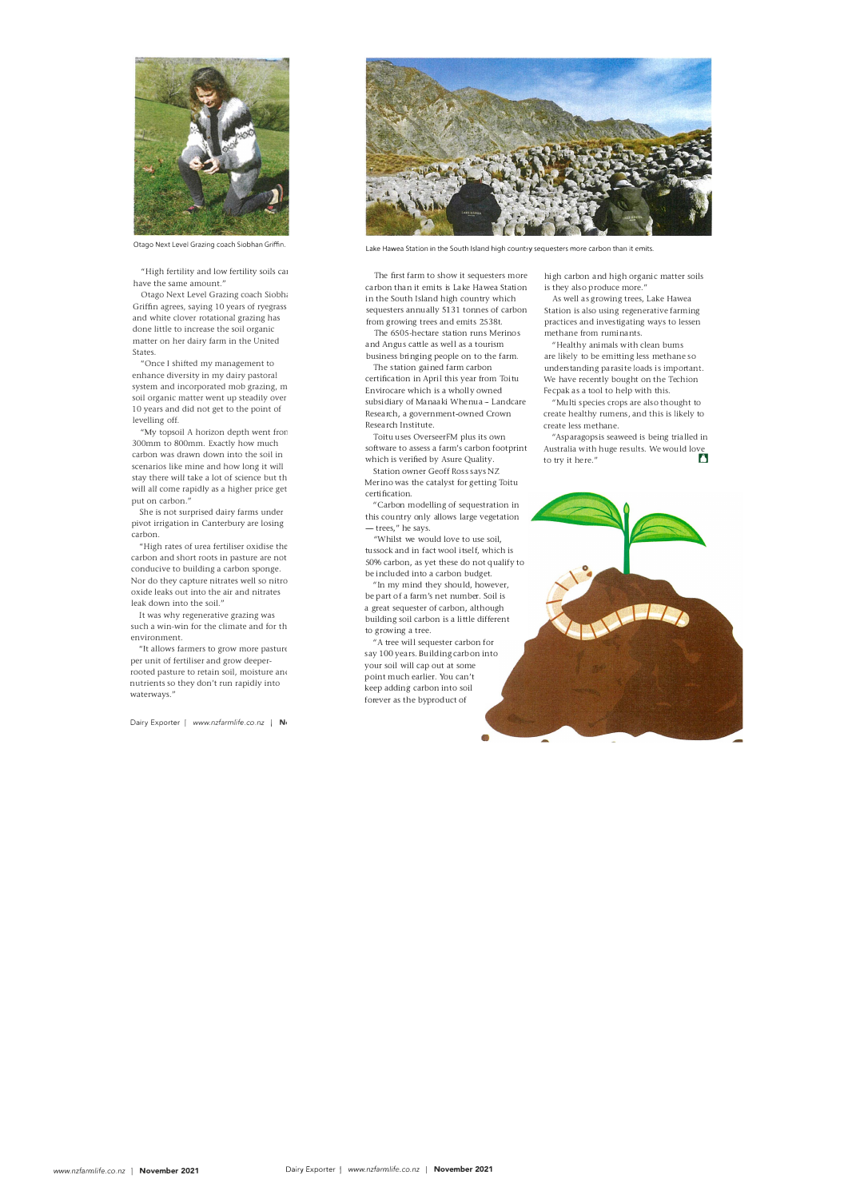Otago Next Level Grazing coach Siobhan Griffin.

"High fertility and low fertility soils ca have the same amount."

Otago Next Level Grazing coach Siobha Griffin agrees, saying 10 years of ryegrass and white clover rotational grazing has done little to increase the soil organic matter on her dairy farm in the United States.

"Once I shifted my management to enhance diversity in my dairy pastoral system and incorporated mob grazing, m soil organic matter went up steadily over 10 years and did not get to the point of levelling off.

"My topsoil A horizon depth went fron 300mm to 800mm. Exactly how much carbon was drawn down into the soil in scenarios like mine and how long it will stay there will take a lot of science but th will all come rapidly as a higher price get put on carbon."

She is not surprised dairy farms under pivot irrigation in Canterbury are losing carbon.

"High rates of urea fertiliser oxidise the carbon and short roots in pasture are not conducive to building a carbon sponge. Nor do they capture nitrates well so nitro oxide leaks out into the air and nitrates leak down into the soil."

It was why regenerative grazing was such a win-win for the climate and for th environment.

"It allows farmers to grow more pasture per unit of fertiliser and grow deeper-rooted pasture to retain soil, moisture an nutrients so they don't run rapidly into waterways."

Lake Hawea Station in the South Island high country sequesters more carbon than it emits.

The first farm to show it sequesters more carbon than it emits is Lake Hawea Station in the South Island high country which sequesters annually 5131 tonnes of carbon from growing trees and emits 2538t.

The 6505-hectare station runs Merinos and Angus cattle as well as a tourism business bringing people on to the farm.

The station gained farm carbon certification in April this year from Toitu Envirocare which is a wholly owned subsidiary of Manaaki Whenua – Landcare Research, a government-owned Crown Research Institute.

Toitu uses OverseerFM plus its own software to assess a farm's carbon footprint which is verified by Asure Quality.

Station owner Geoff Ross says NZ Merino was the catalyst for getting Toitu certification.

"Carbon modelling of sequestration in this country only allows large vegetation — trees," he says.

"Whilst we would love to use soil, tussock and in fact wool itself, which is 50% carbon, as yet these do not qualify to be included into a carbon budget.

"In my mind they should, however, be part of a farm's net number. Soil is a great sequester of carbon, although building soil carbon is a little different to growing a tree.

"A tree will sequester carbon for say 100 years. Building carbon into your soil will cap out at some point much earlier. You can't keep adding carbon into soil forever as the byproduct of high carbon and high organic matter soils is they also produce more."

As well as growing trees, Lake Hawea Station is also using regenerative farming practices and investigating ways to lessen methane from ruminants.

"Healthy animals with clean bums are likely to be emitting less methane so understanding parasite loads is important. We have recently bought on the Techion Fecpak as a tool to help with this.

"Multi species crops are also thought to create healthy rumens, and this is likely to create less methane.

"Asparagopsis seaweed is being trialled in Australia with huge results. We would love to try it here."